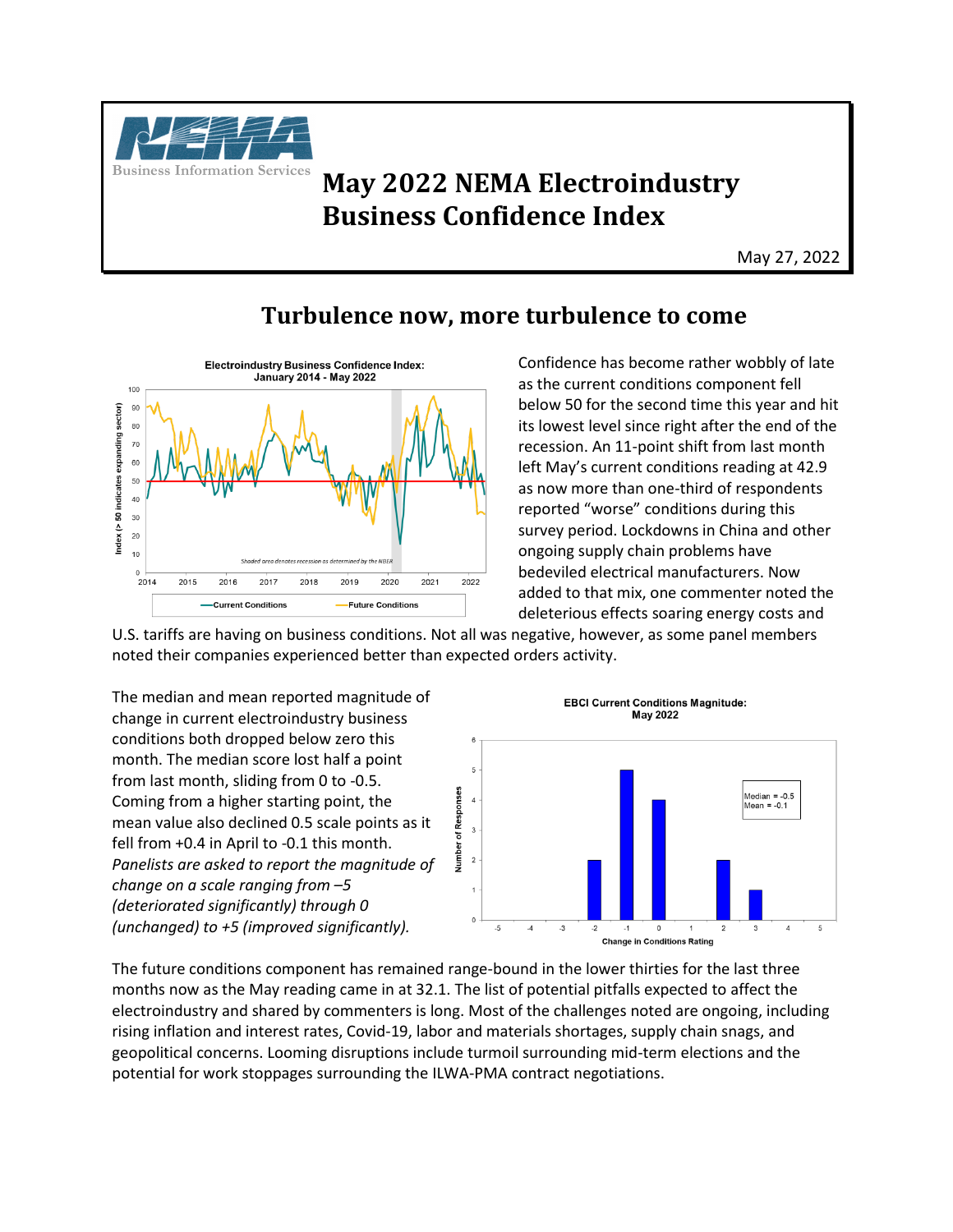# May 2022 NEMA Electroindustry Business Confidence Index

May 27, 2022

## Turbulence now, more turbulence to come

Confidence has become rather wobbly of late as the current conditions component fell below 50 for the second time this year and hit its lowest level since right after the end of the recession. An 11-point shift from last month left May's current conditions reading at 42.9 as now more than one-third of respondents reported "worse" conditions during this survey period. Lockdowns in China and other ongoing supply chain problems have bedeviled electrical manufacturers. Now added to that mix, one commenter noted the deleterious effects soaring energy costs and U.S. tariffs are having on business conditions. Not all was negative, however, as some panel members noted their companies experienced better than expected orders activity.

The median and mean reported magnitude of change in current electroindustry business conditions both dropped below zero this month. The median score lost half a point from last month, sliding from 0 to -0.5. Coming from a higher starting point, the mean value also declined 0.5 scale points as it fell from +0.4 in April to -0.1 this month. *Panelists are asked to report the magnitude of change on a scale ranging from –5 (deteriorated significantly) through 0 (unchanged) to +5 (improved significantly).*

The future conditions component has remained range-bound in the lower thirties for the last three months now as the May reading came in at 32.1. The list of potential pitfalls expected to affect the electroindustry and shared by commenters is long. Most of the challenges noted are ongoing, including rising inflation and interest rates, Covid-19, labor and materials shortages, supply chain snags, and geopolitical concerns. Looming disruptions include turmoil surrounding mid-term elections and the potential for work stoppages surrounding the ILWA-PMA contract negotiations.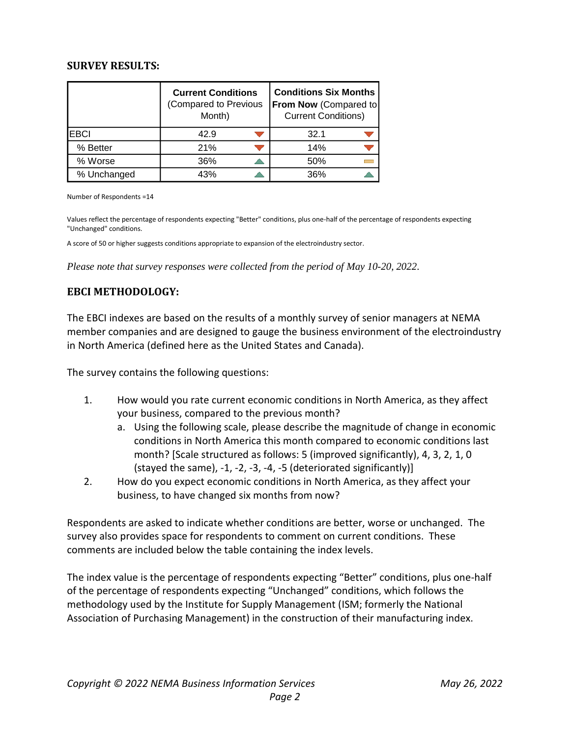**SURVEY RESULTS:**

| | **Current Conditions** (Compared to Previous Month) | | **Conditions Six Months From Now** (Compared to Current Conditions) | |
|---|---|---|---|---|
| EBCI | 42.9 | ▼ | 32.1 | ▼ |
| % Better | 21% | ▼ | 14% | ▼ |
| % Worse | 36% | ▲ | 50% | ▬ |
| % Unchanged | 43% | ▲ | 36% | ▲ |

Number of Respondents =14

Values reflect the percentage of respondents expecting "Better" conditions, plus one-half of the percentage of respondents expecting "Unchanged" conditions.

A score of 50 or higher suggests conditions appropriate to expansion of the electroindustry sector.

*Please note that survey responses were collected from the period of May 10-20, 2022.*

**EBCI METHODOLOGY:**

The EBCI indexes are based on the results of a monthly survey of senior managers at NEMA member companies and are designed to gauge the business environment of the electroindustry in North America (defined here as the United States and Canada).

The survey contains the following questions:

1. How would you rate current economic conditions in North America, as they affect your business, compared to the previous month?
   a. Using the following scale, please describe the magnitude of change in economic conditions in North America this month compared to economic conditions last month? [Scale structured as follows: 5 (improved significantly), 4, 3, 2, 1, 0 (stayed the same), -1, -2, -3, -4, -5 (deteriorated significantly)]
2. How do you expect economic conditions in North America, as they affect your business, to have changed six months from now?

Respondents are asked to indicate whether conditions are better, worse or unchanged. The survey also provides space for respondents to comment on current conditions. These comments are included below the table containing the index levels.

The index value is the percentage of respondents expecting "Better" conditions, plus one-half of the percentage of respondents expecting "Unchanged" conditions, which follows the methodology used by the Institute for Supply Management (ISM; formerly the National Association of Purchasing Management) in the construction of their manufacturing index.

*Copyright © 2022 NEMA Business Information Services* *May 26, 2022*